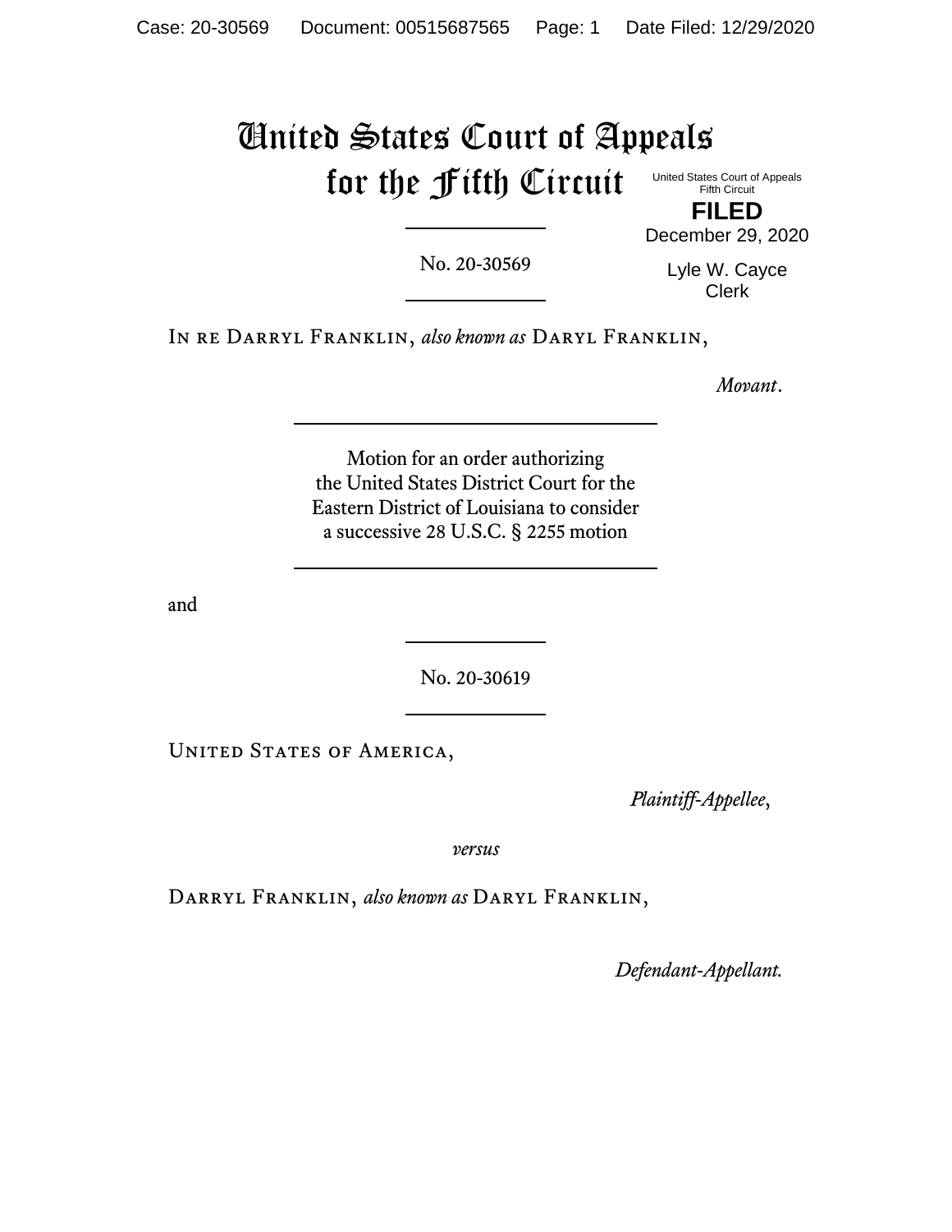# United States Court of Appeals for the Fifth Circuit

United States Court of Appeals
Fifth Circuit

**FILED**

December 29, 2020

Lyle W. Cayce
Clerk

---

No. 20-30569

---

In re Darryl Franklin, *also known as* Daryl Franklin,

*Movant*.

---

Motion for an order authorizing
the United States District Court for the
Eastern District of Louisiana to consider
a successive 28 U.S.C. § 2255 motion

---

and

---

No. 20-30619

---

United States of America,

*Plaintiff-Appellee*,

*versus*

Darryl Franklin, *also known as* Daryl Franklin,

*Defendant-Appellant.*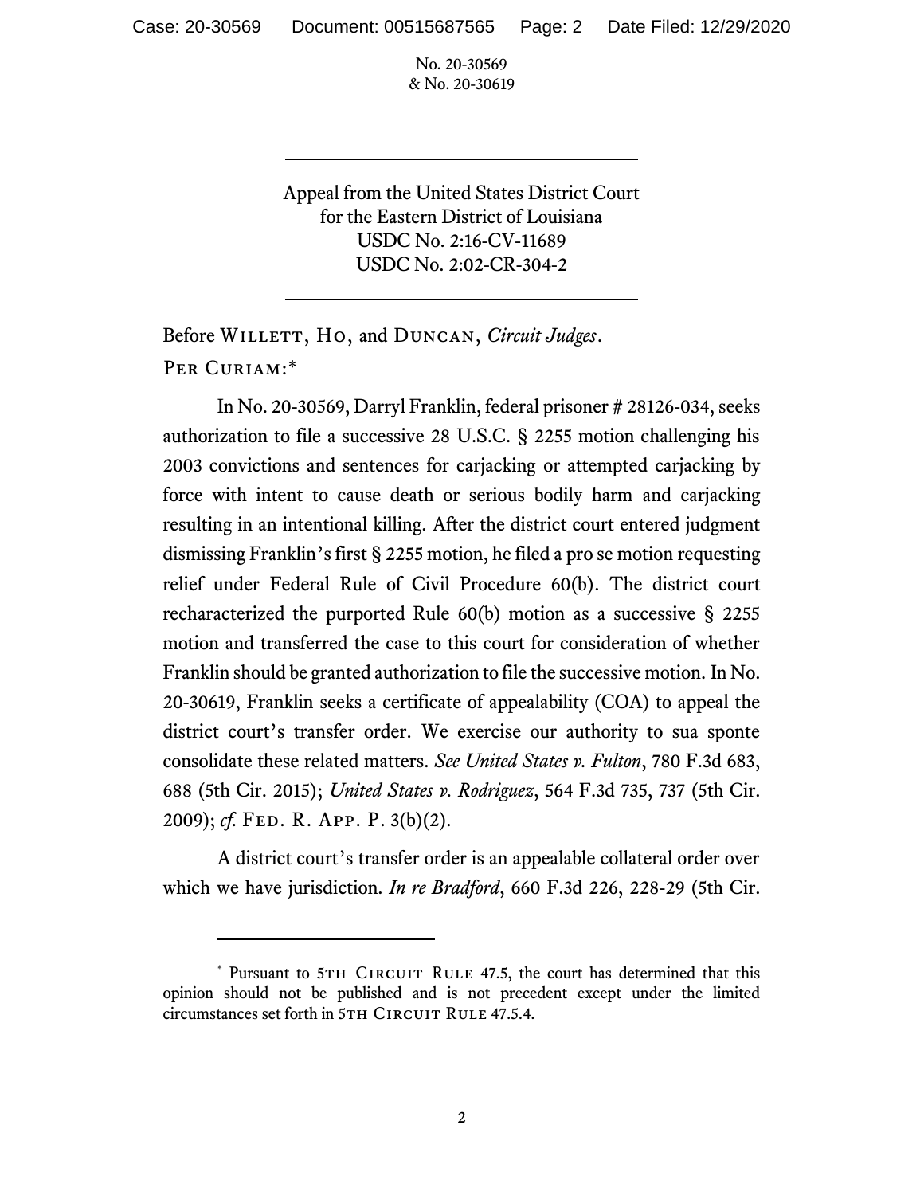No. 20-30569
& No. 20-30619

---

Appeal from the United States District Court
for the Eastern District of Louisiana
USDC No. 2:16-CV-11689
USDC No. 2:02-CR-304-2

---

Before Willett, Ho, and Duncan, *Circuit Judges*.

Per Curiam:*

In No. 20-30569, Darryl Franklin, federal prisoner # 28126-034, seeks authorization to file a successive 28 U.S.C. § 2255 motion challenging his 2003 convictions and sentences for carjacking or attempted carjacking by force with intent to cause death or serious bodily harm and carjacking resulting in an intentional killing. After the district court entered judgment dismissing Franklin's first § 2255 motion, he filed a pro se motion requesting relief under Federal Rule of Civil Procedure 60(b). The district court recharacterized the purported Rule 60(b) motion as a successive § 2255 motion and transferred the case to this court for consideration of whether Franklin should be granted authorization to file the successive motion. In No. 20-30619, Franklin seeks a certificate of appealability (COA) to appeal the district court's transfer order. We exercise our authority to sua sponte consolidate these related matters. *See United States v. Fulton*, 780 F.3d 683, 688 (5th Cir. 2015); *United States v. Rodriguez*, 564 F.3d 735, 737 (5th Cir. 2009); *cf.* Fed. R. App. P. 3(b)(2).

A district court's transfer order is an appealable collateral order over which we have jurisdiction. *In re Bradford*, 660 F.3d 226, 228-29 (5th Cir.

---

\* Pursuant to 5th Circuit Rule 47.5, the court has determined that this opinion should not be published and is not precedent except under the limited circumstances set forth in 5th Circuit Rule 47.5.4.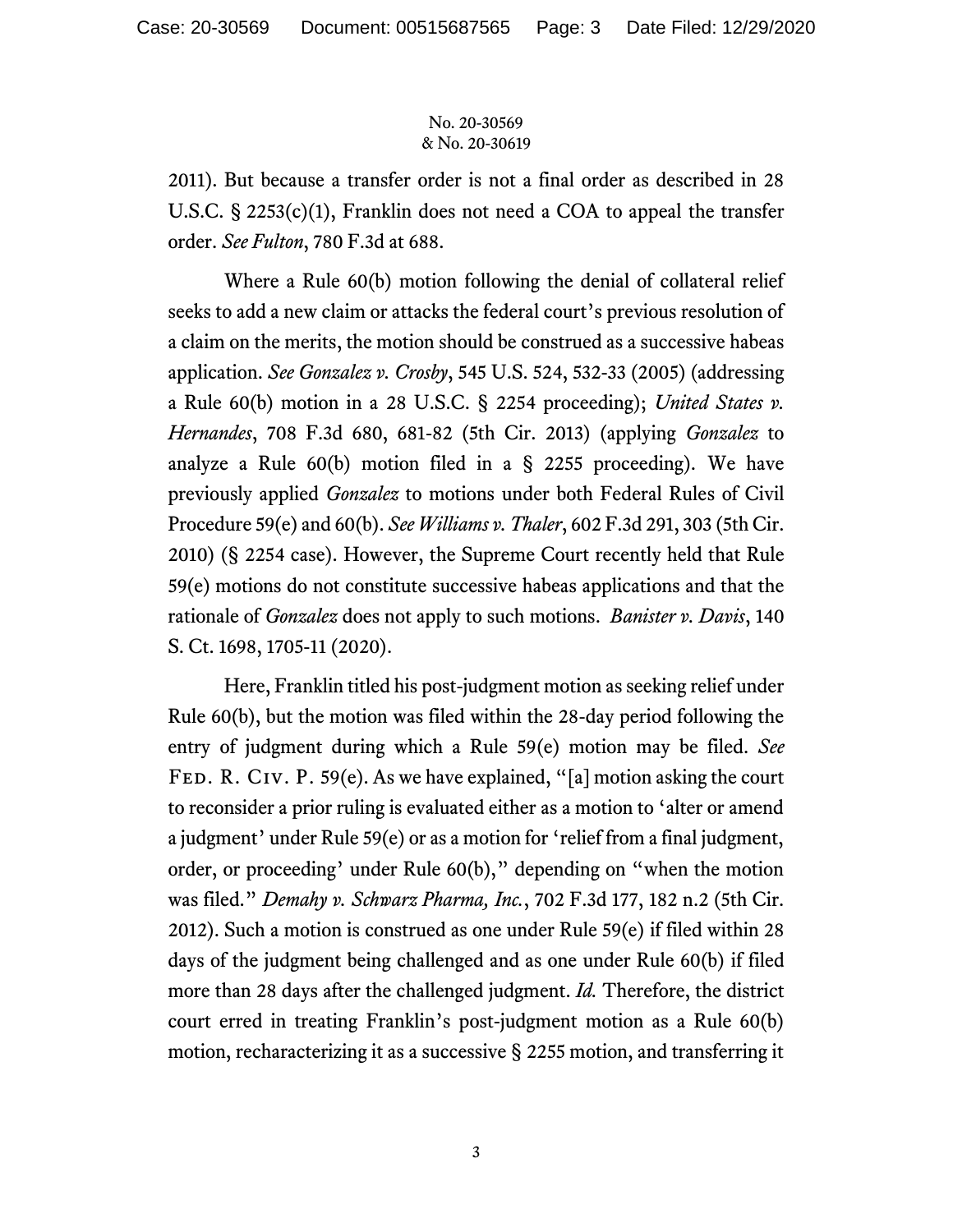2011). But because a transfer order is not a final order as described in 28 U.S.C. § 2253(c)(1), Franklin does not need a COA to appeal the transfer order. *See Fulton*, 780 F.3d at 688.

Where a Rule 60(b) motion following the denial of collateral relief seeks to add a new claim or attacks the federal court's previous resolution of a claim on the merits, the motion should be construed as a successive habeas application. *See Gonzalez v. Crosby*, 545 U.S. 524, 532-33 (2005) (addressing a Rule 60(b) motion in a 28 U.S.C. § 2254 proceeding); *United States v. Hernandes*, 708 F.3d 680, 681-82 (5th Cir. 2013) (applying *Gonzalez* to analyze a Rule 60(b) motion filed in a § 2255 proceeding). We have previously applied *Gonzalez* to motions under both Federal Rules of Civil Procedure 59(e) and 60(b). *See Williams v. Thaler*, 602 F.3d 291, 303 (5th Cir. 2010) (§ 2254 case). However, the Supreme Court recently held that Rule 59(e) motions do not constitute successive habeas applications and that the rationale of *Gonzalez* does not apply to such motions. *Banister v. Davis*, 140 S. Ct. 1698, 1705-11 (2020).

Here, Franklin titled his post-judgment motion as seeking relief under Rule 60(b), but the motion was filed within the 28-day period following the entry of judgment during which a Rule 59(e) motion may be filed. *See* FED. R. CIV. P. 59(e). As we have explained, "[a] motion asking the court to reconsider a prior ruling is evaluated either as a motion to 'alter or amend a judgment' under Rule 59(e) or as a motion for 'relief from a final judgment, order, or proceeding' under Rule 60(b)," depending on "when the motion was filed." *Demahy v. Schwarz Pharma, Inc.*, 702 F.3d 177, 182 n.2 (5th Cir. 2012). Such a motion is construed as one under Rule 59(e) if filed within 28 days of the judgment being challenged and as one under Rule 60(b) if filed more than 28 days after the challenged judgment. *Id.* Therefore, the district court erred in treating Franklin's post-judgment motion as a Rule 60(b) motion, recharacterizing it as a successive § 2255 motion, and transferring it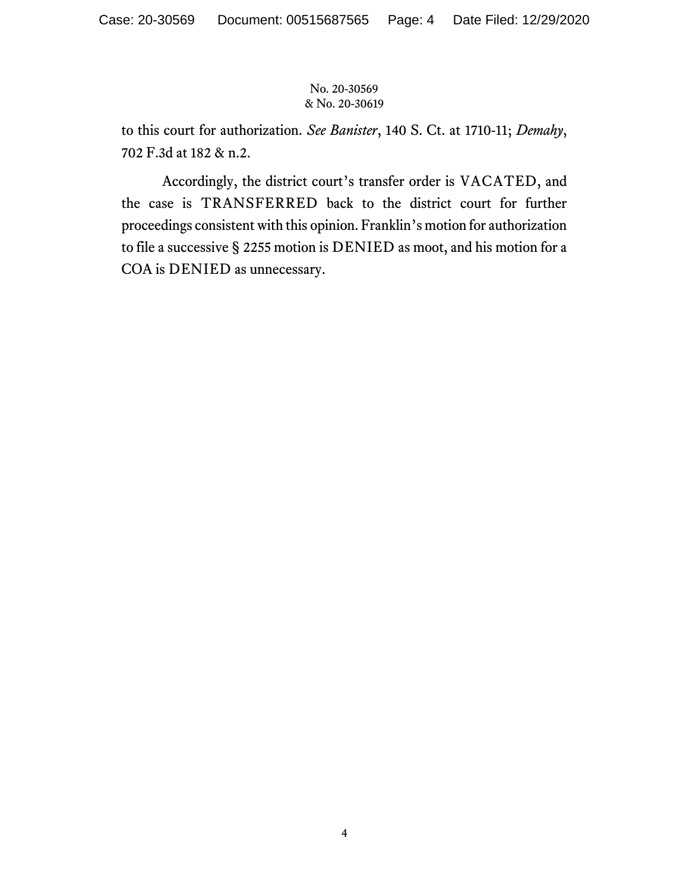to this court for authorization. *See Banister*, 140 S. Ct. at 1710-11; *Demahy*, 702 F.3d at 182 & n.2.

Accordingly, the district court's transfer order is VACATED, and the case is TRANSFERRED back to the district court for further proceedings consistent with this opinion. Franklin's motion for authorization to file a successive § 2255 motion is DENIED as moot, and his motion for a COA is DENIED as unnecessary.